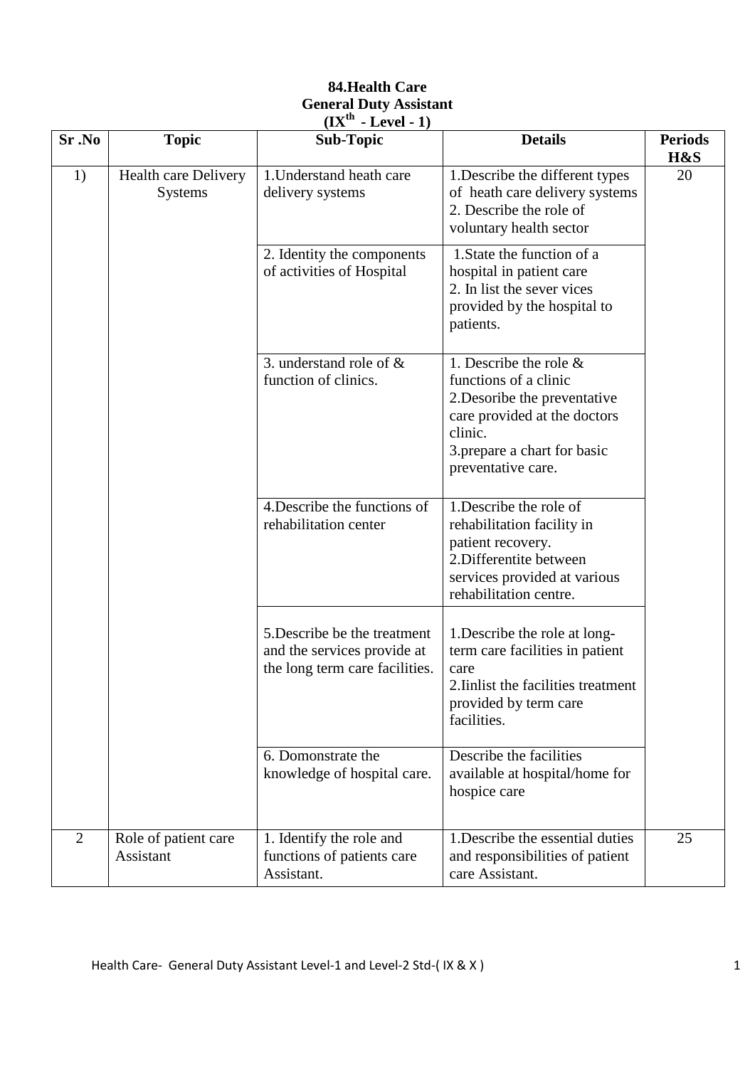**84.Health Care**

**General Duty Assistant**

**(IX$^{th}$ - Level - 1)**

| Sr .No | Topic | Sub-Topic | Details | Periods H&S |
|---|---|---|---|---|
| 1) | Health care Delivery Systems | 1.Understand heath care delivery systems | 1.Describe the different types of heath care delivery systems<br>2. Describe the role of voluntary health sector | 20 |
| | | 2. Identity the components of activities of Hospital | 1.State the function of a hospital in patient care<br>2. In list the sever vices provided by the hospital to patients. | |
| | | 3. understand role of & function of clinics. | 1. Describe the role & functions of a clinic<br>2.Desoribe the preventative care provided at the doctors clinic.<br>3.prepare a chart for basic preventative care. | |
| | | 4.Describe the functions of rehabilitation center | 1.Describe the role of rehabilitation facility in patient recovery.<br>2.Differentite between services provided at various rehabilitation centre. | |
| | | 5.Describe be the treatment and the services provide at the long term care facilities. | 1.Describe the role at long-term care facilities in patient care<br>2.Iinlist the facilities treatment provided by term care facilities. | |
| | | 6. Domonstrate the knowledge of hospital care. | Describe the facilities available at hospital/home for hospice care | |
| 2 | Role of patient care Assistant | 1. Identify the role and functions of patients care Assistant. | 1.Describe the essential duties and responsibilities of patient care Assistant. | 25 |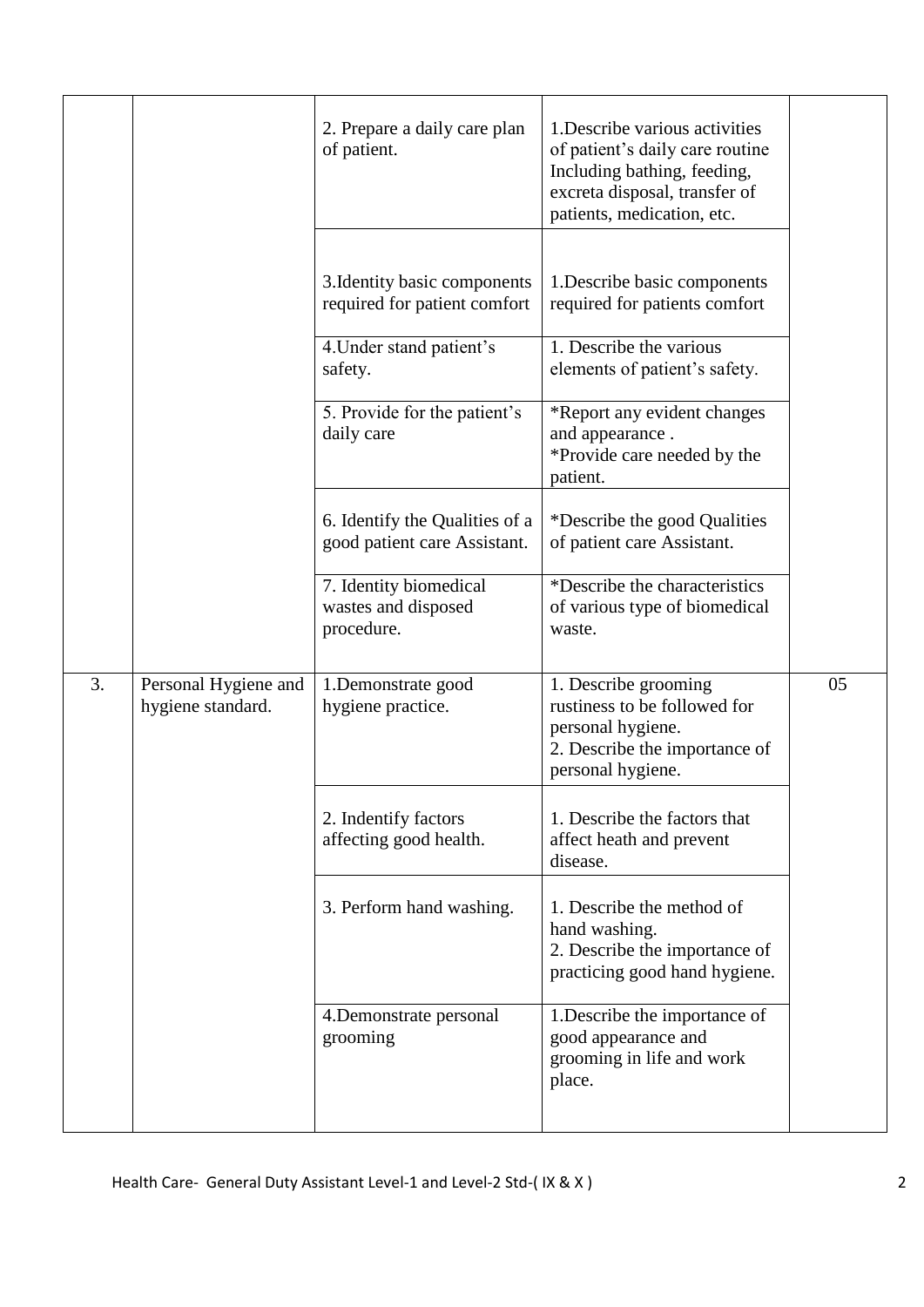| | | | | |
|---|---|---|---|---|
| | | 2. Prepare a daily care plan of patient. | 1.Describe various activities of patient's daily care routine Including bathing, feeding, excreta disposal, transfer of patients, medication, etc. | |
| | | 3.Identity basic components required for patient comfort | 1.Describe basic components required for patients comfort | |
| | | 4.Under stand patient's safety. | 1. Describe the various elements of patient's safety. | |
| | | 5. Provide for the patient's daily care | *Report any evident changes and appearance .<br>*Provide care needed by the patient. | |
| | | 6. Identify the Qualities of a good patient care Assistant. | *Describe the good Qualities of patient care Assistant. | |
| | | 7. Identity biomedical wastes and disposed procedure. | *Describe the characteristics of various type of biomedical waste. | |
| 3. | Personal Hygiene and hygiene standard. | 1.Demonstrate good hygiene practice. | 1. Describe grooming rustiness to be followed for personal hygiene.<br>2. Describe the importance of personal hygiene. | 05 |
| | | 2. Indentify factors affecting good health. | 1. Describe the factors that affect heath and prevent disease. | |
| | | 3. Perform hand washing. | 1. Describe the method of hand washing.<br>2. Describe the importance of practicing good hand hygiene. | |
| | | 4.Demonstrate personal grooming | 1.Describe the importance of good appearance and grooming in life and work place. | |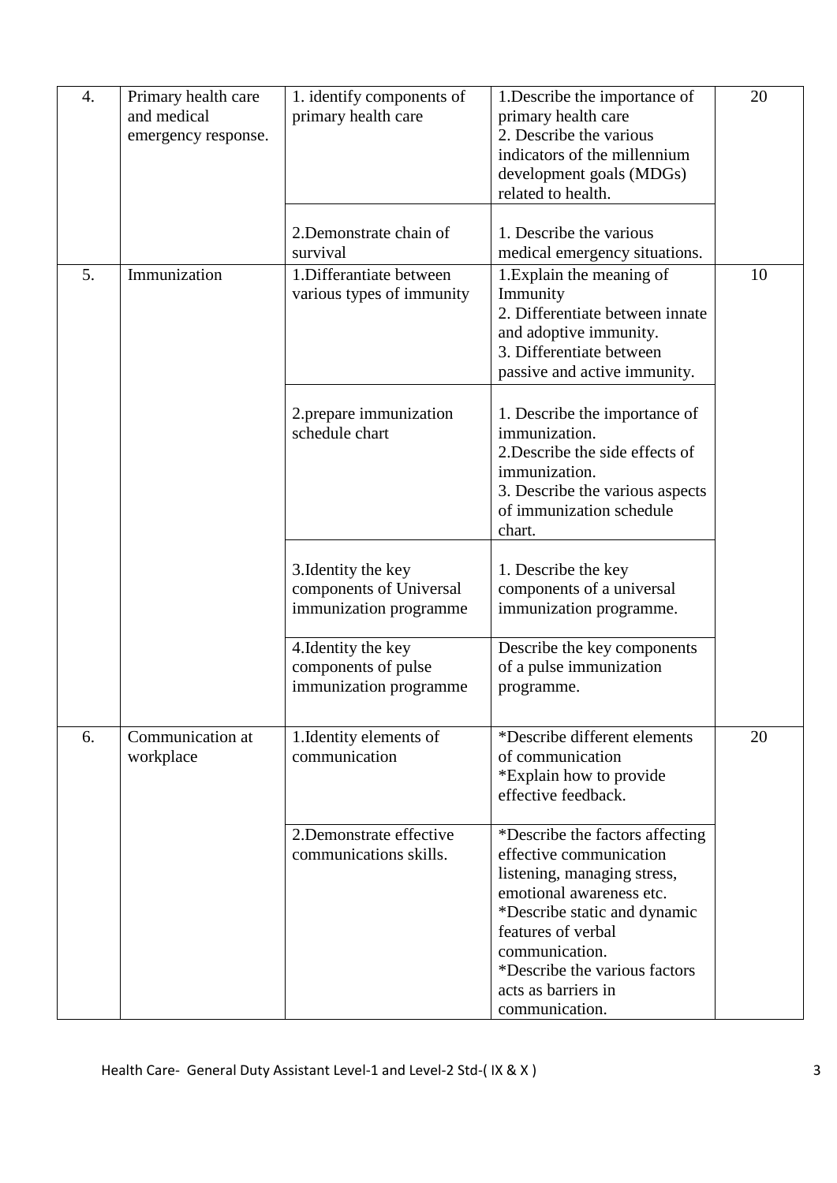| 4. | Primary health care and medical emergency response. | 1. identify components of primary health care | 1.Describe the importance of primary health care<br>2. Describe the various indicators of the millennium development goals (MDGs) related to health. | 20 |
|---|---|---|---|---|
| | | 2.Demonstrate chain of survival | 1. Describe the various medical emergency situations. | |
| 5. | Immunization | 1.Differantiate between various types of immunity | 1.Explain the meaning of Immunity<br>2. Differentiate between innate and adoptive immunity.<br>3. Differentiate between passive and active immunity. | 10 |
| | | 2.prepare immunization schedule chart | 1. Describe the importance of immunization.<br>2.Describe the side effects of immunization.<br>3. Describe the various aspects of immunization schedule chart. | |
| | | 3.Identity the key components of Universal immunization programme | 1. Describe the key components of a universal immunization programme. | |
| | | 4.Identity the key components of pulse immunization programme | Describe the key components of a pulse immunization programme. | |
| 6. | Communication at workplace | 1.Identity elements of communication | *Describe different elements of communication<br>*Explain how to provide effective feedback. | 20 |
| | | 2.Demonstrate effective communications skills. | *Describe the factors affecting effective communication listening, managing stress, emotional awareness etc.<br>*Describe static and dynamic features of verbal communication.<br>*Describe the various factors acts as barriers in communication. | |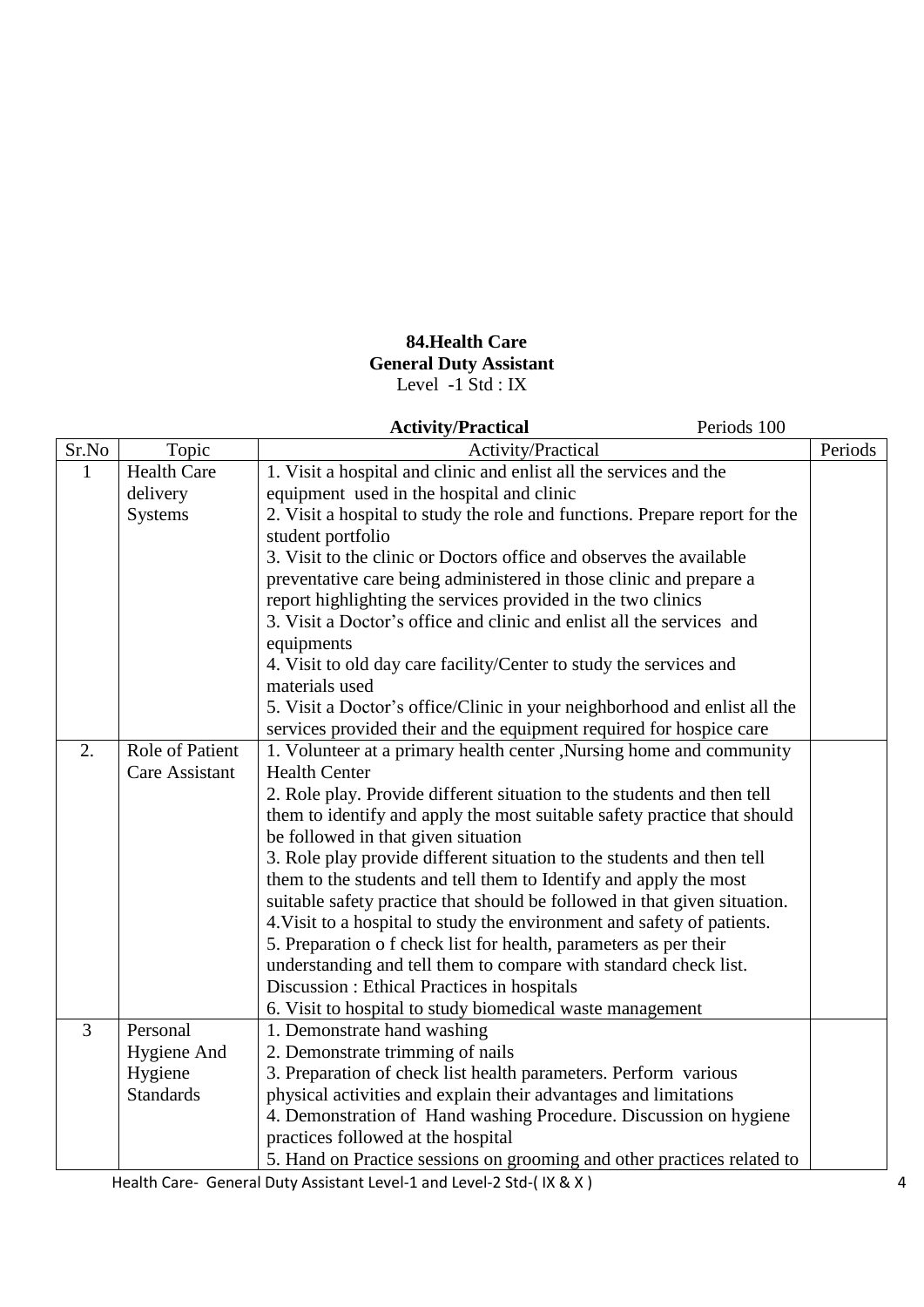**84.Health Care**
**General Duty Assistant**
Level -1 Std : IX

**Activity/Practical** Periods 100

| Sr.No | Topic | Activity/Practical | Periods |
|---|---|---|---|
| 1 | Health Care delivery Systems | 1. Visit a hospital and clinic and enlist all the services and the equipment used in the hospital and clinic<br>2. Visit a hospital to study the role and functions. Prepare report for the student portfolio<br>3. Visit to the clinic or Doctors office and observes the available preventative care being administered in those clinic and prepare a report highlighting the services provided in the two clinics<br>3. Visit a Doctor's office and clinic and enlist all the services and equipments<br>4. Visit to old day care facility/Center to study the services and materials used<br>5. Visit a Doctor's office/Clinic in your neighborhood and enlist all the services provided their and the equipment required for hospice care | |
| 2. | Role of Patient Care Assistant | 1. Volunteer at a primary health center ,Nursing home and community Health Center<br>2. Role play. Provide different situation to the students and then tell them to identify and apply the most suitable safety practice that should be followed in that given situation<br>3. Role play provide different situation to the students and then tell them to the students and tell them to Identify and apply the most suitable safety practice that should be followed in that given situation.<br>4.Visit to a hospital to study the environment and safety of patients.<br>5. Preparation o f check list for health, parameters as per their understanding and tell them to compare with standard check list. Discussion : Ethical Practices in hospitals<br>6. Visit to hospital to study biomedical waste management | |
| 3 | Personal Hygiene And Hygiene Standards | 1. Demonstrate hand washing<br>2. Demonstrate trimming of nails<br>3. Preparation of check list health parameters. Perform various physical activities and explain their advantages and limitations<br>4. Demonstration of Hand washing Procedure. Discussion on hygiene practices followed at the hospital<br>5. Hand on Practice sessions on grooming and other practices related to | |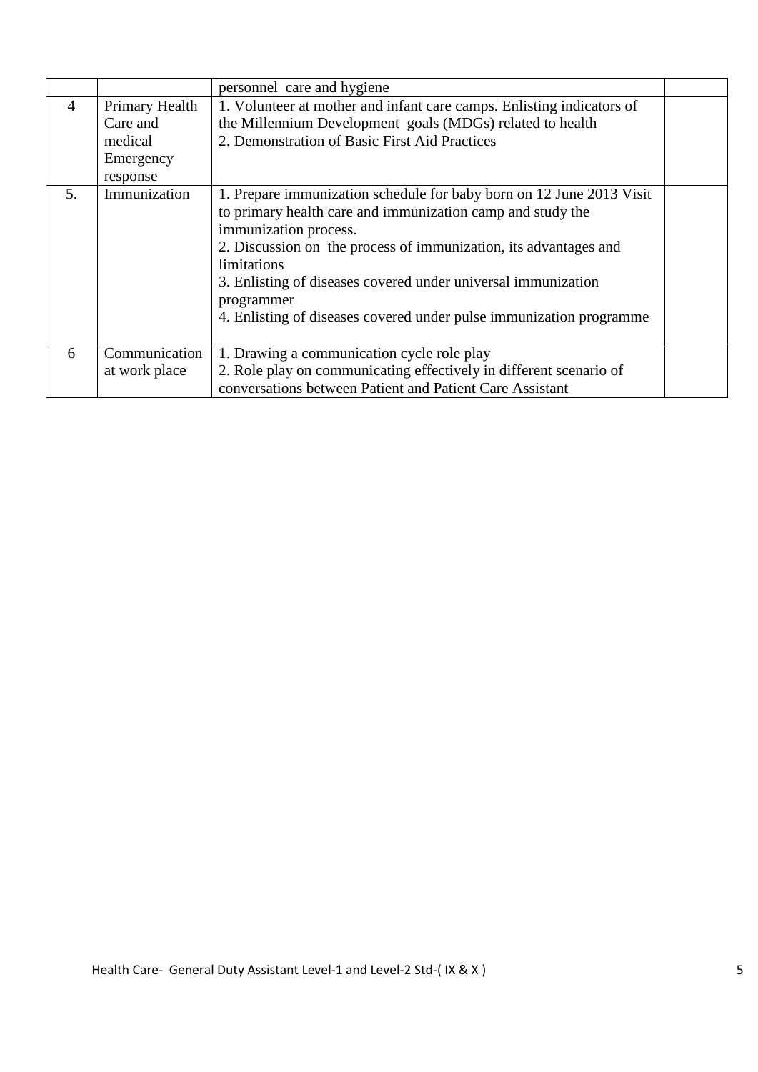| | | | |
|---|---|---|---|
| | | personnel care and hygiene | |
| 4 | Primary Health Care and medical Emergency response | 1. Volunteer at mother and infant care camps. Enlisting indicators of the Millennium Development goals (MDGs) related to health<br>2. Demonstration of Basic First Aid Practices | |
| 5. | Immunization | 1. Prepare immunization schedule for baby born on 12 June 2013 Visit to primary health care and immunization camp and study the immunization process.<br>2. Discussion on the process of immunization, its advantages and limitations<br>3. Enlisting of diseases covered under universal immunization programmer<br>4. Enlisting of diseases covered under pulse immunization programme | |
| 6 | Communication at work place | 1. Drawing a communication cycle role play<br>2. Role play on communicating effectively in different scenario of conversations between Patient and Patient Care Assistant | |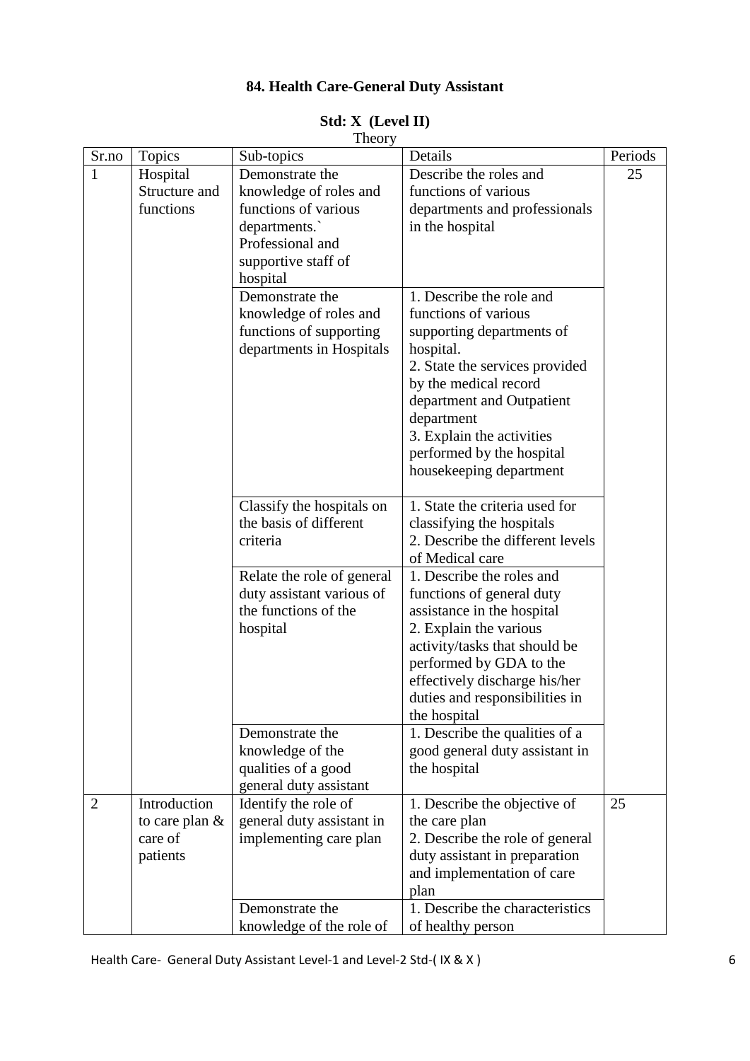# 84. Health Care-General Duty Assistant

## Std: X (Level II)

Theory

| Sr.no | Topics | Sub-topics | Details | Periods |
|---|---|---|---|---|
| 1 | Hospital Structure and functions | Demonstrate the knowledge of roles and functions of various departments.` Professional and supportive staff of hospital | Describe the roles and functions of various departments and professionals in the hospital | 25 |
| | | Demonstrate the knowledge of roles and functions of supporting departments in Hospitals | 1. Describe the role and functions of various supporting departments of hospital.<br>2. State the services provided by the medical record department and Outpatient department<br>3. Explain the activities performed by the hospital housekeeping department | |
| | | Classify the hospitals on the basis of different criteria | 1. State the criteria used for classifying the hospitals<br>2. Describe the different levels of Medical care | |
| | | Relate the role of general duty assistant various of the functions of the hospital | 1. Describe the roles and functions of general duty assistance in the hospital<br>2. Explain the various activity/tasks that should be performed by GDA to the effectively discharge his/her duties and responsibilities in the hospital | |
| | | Demonstrate the knowledge of the qualities of a good general duty assistant | 1. Describe the qualities of a good general duty assistant in the hospital | |
| 2 | Introduction to care plan & care of patients | Identify the role of general duty assistant in implementing care plan | 1. Describe the objective of the care plan<br>2. Describe the role of general duty assistant in preparation and implementation of care plan | 25 |
| | | Demonstrate the knowledge of the role of | 1. Describe the characteristics of healthy person | |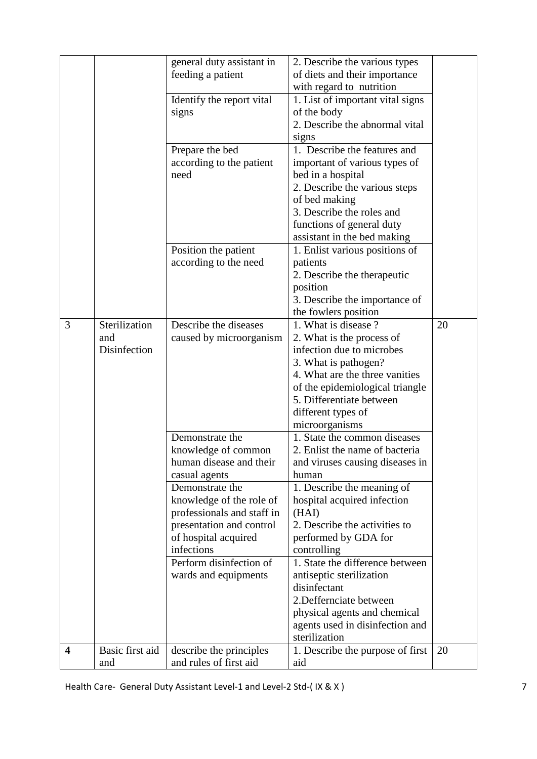| | | general duty assistant in feeding a patient | 2. Describe the various types of diets and their importance with regard to nutrition | |
|---|---|---|---|---|
| | | Identify the report vital signs | 1. List of important vital signs of the body<br>2. Describe the abnormal vital signs | |
| | | Prepare the bed according to the patient need | 1. Describe the features and important of various types of bed in a hospital<br>2. Describe the various steps of bed making<br>3. Describe the roles and functions of general duty assistant in the bed making | |
| | | Position the patient according to the need | 1. Enlist various positions of patients<br>2. Describe the therapeutic position<br>3. Describe the importance of the fowlers position | |
| 3 | Sterilization and Disinfection | Describe the diseases caused by microorganism | 1. What is disease ?<br>2. What is the process of infection due to microbes<br>3. What is pathogen?<br>4. What are the three vanities of the epidemiological triangle<br>5. Differentiate between different types of microorganisms | 20 |
| | | Demonstrate the knowledge of common human disease and their casual agents | 1. State the common diseases<br>2. Enlist the name of bacteria and viruses causing diseases in human | |
| | | Demonstrate the knowledge of the role of professionals and staff in presentation and control of hospital acquired infections | 1. Describe the meaning of hospital acquired infection (HAI)<br>2. Describe the activities to performed by GDA for controlling | |
| | | Perform disinfection of wards and equipments | 1. State the difference between antiseptic sterilization disinfectant<br>2.Deffernciate between physical agents and chemical agents used in disinfection and sterilization | |
| **4** | Basic first aid and | describe the principles and rules of first aid | 1. Describe the purpose of first aid | 20 |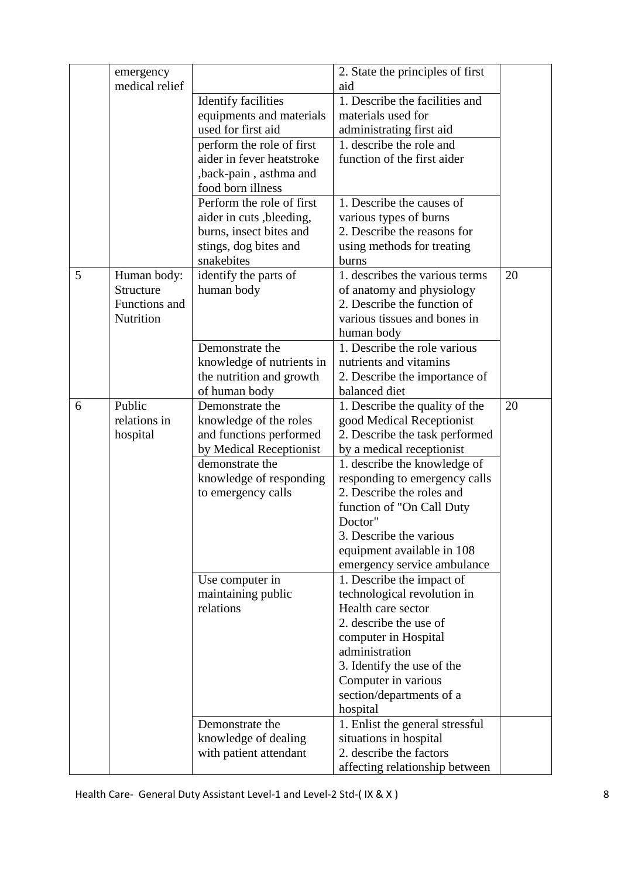| | emergency medical relief | | 2. State the principles of first aid | |
|---|---|---|---|---|
| | | Identify facilities equipments and materials used for first aid | 1. Describe the facilities and materials used for administrating first aid | |
| | | perform the role of first aider in fever heatstroke ,back-pain , asthma and food born illness | 1. describe the role and function of the first aider | |
| | | Perform the role of first aider in cuts ,bleeding, burns, insect bites and stings, dog bites and snakebites | 1. Describe the causes of various types of burns<br>2. Describe the reasons for using methods for treating burns | |
| 5 | Human body: Structure Functions and Nutrition | identify the parts of human body | 1. describes the various terms of anatomy and physiology<br>2. Describe the function of various tissues and bones in human body | 20 |
| | | Demonstrate the knowledge of nutrients in the nutrition and growth of human body | 1. Describe the role various nutrients and vitamins<br>2. Describe the importance of balanced diet | |
| 6 | Public relations in hospital | Demonstrate the knowledge of the roles and functions performed by Medical Receptionist | 1. Describe the quality of the good Medical Receptionist<br>2. Describe the task performed by a medical receptionist | 20 |
| | | demonstrate the knowledge of responding to emergency calls | 1. describe the knowledge of responding to emergency calls<br>2. Describe the roles and function of "On Call Duty Doctor"<br>3. Describe the various equipment available in 108 emergency service ambulance | |
| | | Use computer in maintaining public relations | 1. Describe the impact of technological revolution in Health care sector<br>2. describe the use of computer in Hospital administration<br>3. Identify the use of the Computer in various section/departments of a hospital | |
| | | Demonstrate the knowledge of dealing with patient attendant | 1. Enlist the general stressful situations in hospital<br>2. describe the factors affecting relationship between | |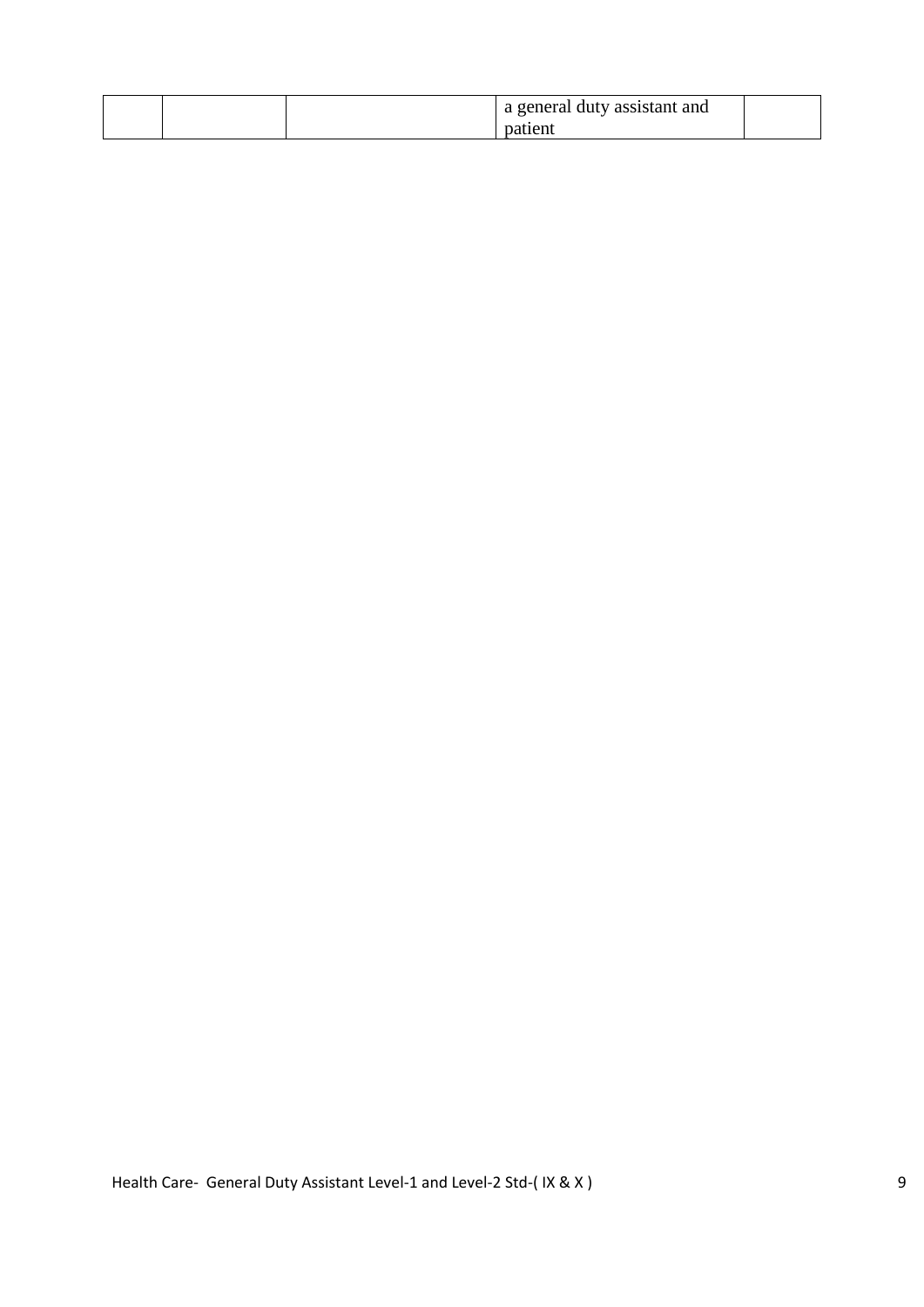|  |  |  | a general duty assistant and patient |  |
|---|---|---|---|---|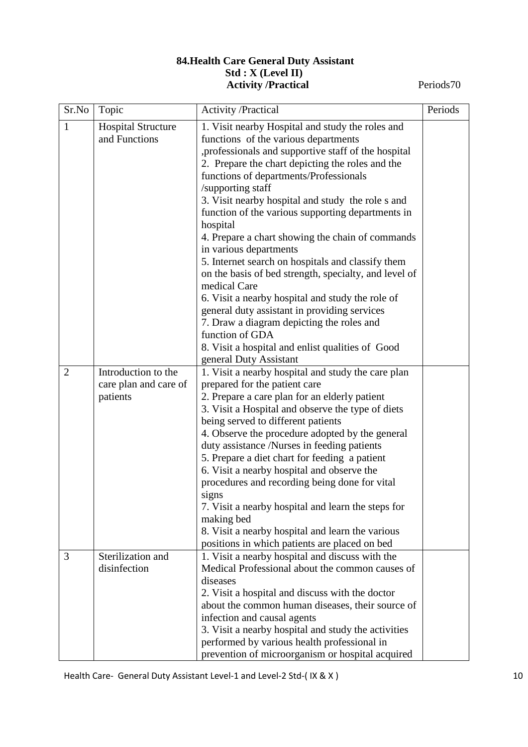**84.Health Care General Duty Assistant**
**Std : X (Level II)**
**Activity /Practical** Periods70

| Sr.No | Topic | Activity /Practical | Periods |
|---|---|---|---|
| 1 | Hospital Structure and Functions | 1. Visit nearby Hospital and study the roles and functions of the various departments ,professionals and supportive staff of the hospital<br>2. Prepare the chart depicting the roles and the functions of departments/Professionals /supporting staff<br>3. Visit nearby hospital and study the role s and function of the various supporting departments in hospital<br>4. Prepare a chart showing the chain of commands in various departments<br>5. Internet search on hospitals and classify them on the basis of bed strength, specialty, and level of medical Care<br>6. Visit a nearby hospital and study the role of general duty assistant in providing services<br>7. Draw a diagram depicting the roles and function of GDA<br>8. Visit a hospital and enlist qualities of Good general Duty Assistant | |
| 2 | Introduction to the care plan and care of patients | 1. Visit a nearby hospital and study the care plan prepared for the patient care<br>2. Prepare a care plan for an elderly patient<br>3. Visit a Hospital and observe the type of diets being served to different patients<br>4. Observe the procedure adopted by the general duty assistance /Nurses in feeding patients<br>5. Prepare a diet chart for feeding a patient<br>6. Visit a nearby hospital and observe the procedures and recording being done for vital signs<br>7. Visit a nearby hospital and learn the steps for making bed<br>8. Visit a nearby hospital and learn the various positions in which patients are placed on bed | |
| 3 | Sterilization and disinfection | 1. Visit a nearby hospital and discuss with the Medical Professional about the common causes of diseases<br>2. Visit a hospital and discuss with the doctor about the common human diseases, their source of infection and causal agents<br>3. Visit a nearby hospital and study the activities performed by various health professional in prevention of microorganism or hospital acquired | |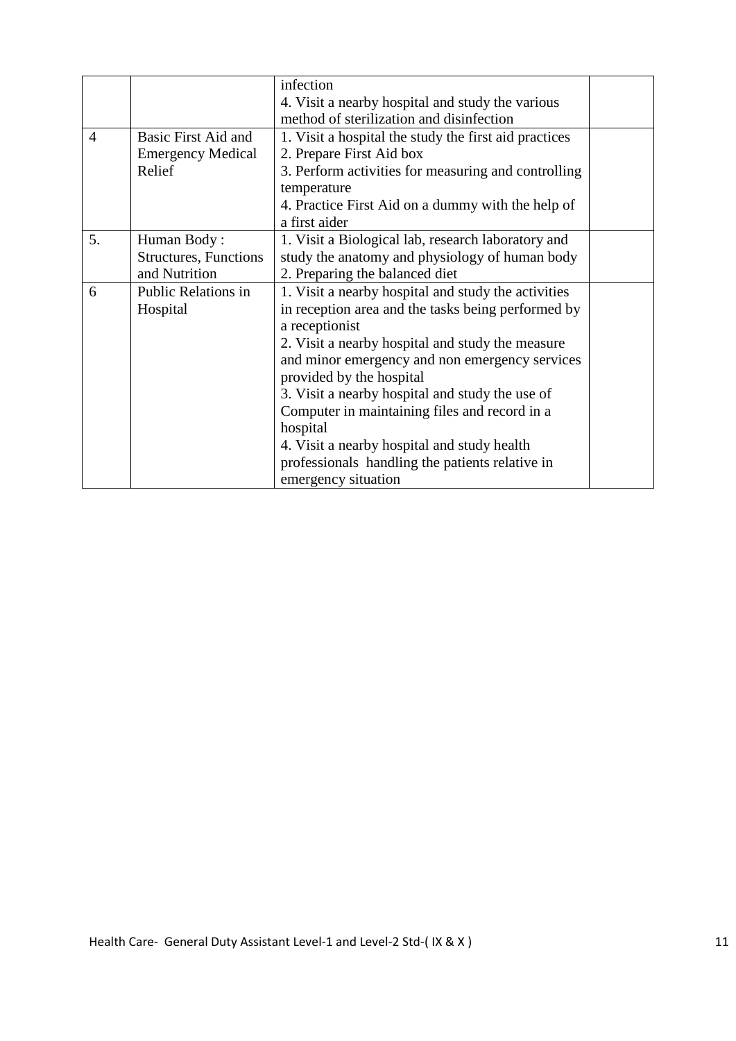| | | | |
|---|---|---|---|
| | | infection<br>4. Visit a nearby hospital and study the various method of sterilization and disinfection | |
| 4 | Basic First Aid and Emergency Medical Relief | 1. Visit a hospital the study the first aid practices<br>2. Prepare First Aid box<br>3. Perform activities for measuring and controlling temperature<br>4. Practice First Aid on a dummy with the help of a first aider | |
| 5. | Human Body : Structures, Functions and Nutrition | 1. Visit a Biological lab, research laboratory and study the anatomy and physiology of human body<br>2. Preparing the balanced diet | |
| 6 | Public Relations in Hospital | 1. Visit a nearby hospital and study the activities in reception area and the tasks being performed by a receptionist<br>2. Visit a nearby hospital and study the measure and minor emergency and non emergency services provided by the hospital<br>3. Visit a nearby hospital and study the use of Computer in maintaining files and record in a hospital<br>4. Visit a nearby hospital and study health professionals handling the patients relative in emergency situation | |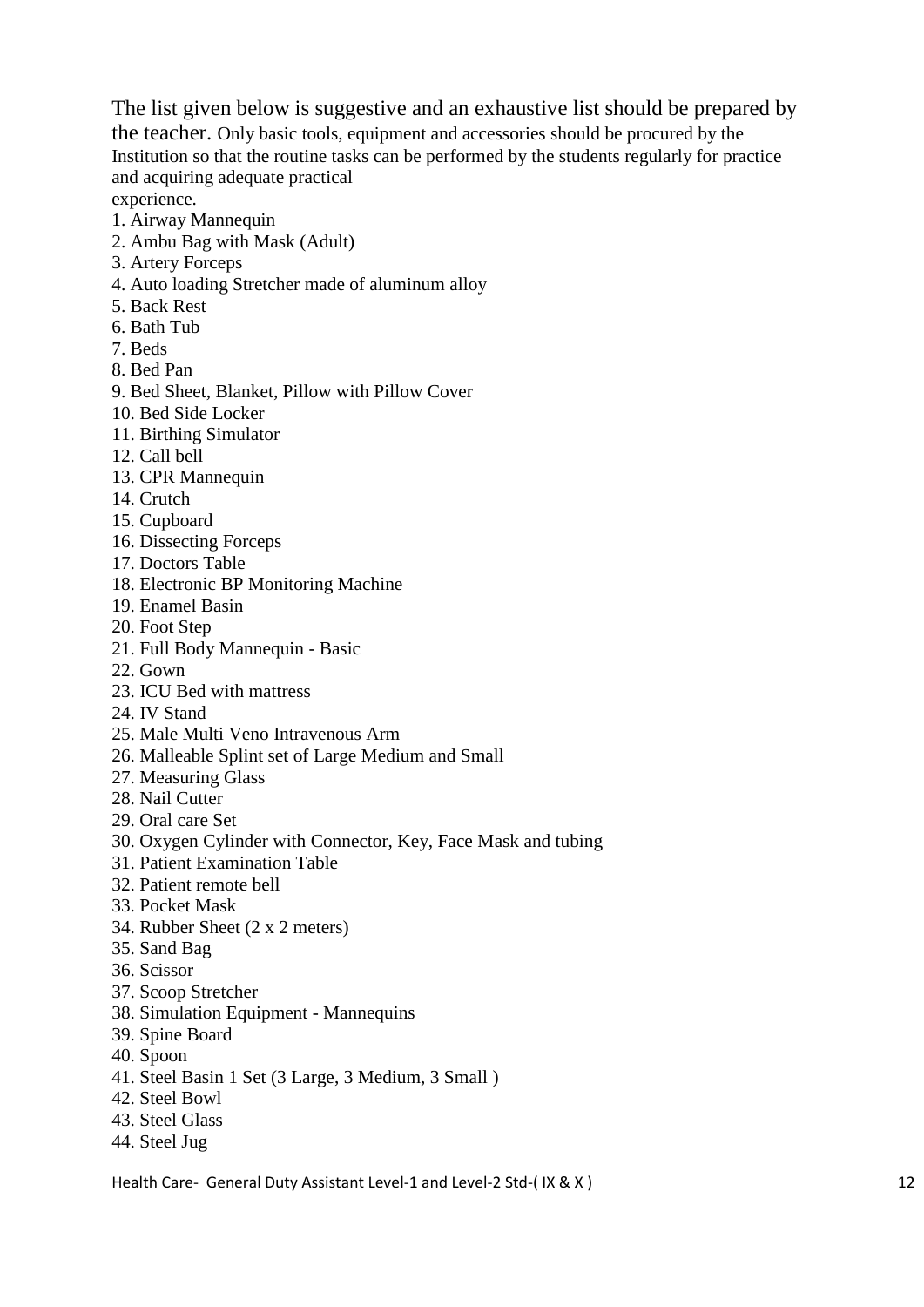The list given below is suggestive and an exhaustive list should be prepared by the teacher. Only basic tools, equipment and accessories should be procured by the Institution so that the routine tasks can be performed by the students regularly for practice and acquiring adequate practical experience.

1. Airway Mannequin
2. Ambu Bag with Mask (Adult)
3. Artery Forceps
4. Auto loading Stretcher made of aluminum alloy
5. Back Rest
6. Bath Tub
7. Beds
8. Bed Pan
9. Bed Sheet, Blanket, Pillow with Pillow Cover
10. Bed Side Locker
11. Birthing Simulator
12. Call bell
13. CPR Mannequin
14. Crutch
15. Cupboard
16. Dissecting Forceps
17. Doctors Table
18. Electronic BP Monitoring Machine
19. Enamel Basin
20. Foot Step
21. Full Body Mannequin - Basic
22. Gown
23. ICU Bed with mattress
24. IV Stand
25. Male Multi Veno Intravenous Arm
26. Malleable Splint set of Large Medium and Small
27. Measuring Glass
28. Nail Cutter
29. Oral care Set
30. Oxygen Cylinder with Connector, Key, Face Mask and tubing
31. Patient Examination Table
32. Patient remote bell
33. Pocket Mask
34. Rubber Sheet (2 x 2 meters)
35. Sand Bag
36. Scissor
37. Scoop Stretcher
38. Simulation Equipment - Mannequins
39. Spine Board
40. Spoon
41. Steel Basin 1 Set (3 Large, 3 Medium, 3 Small )
42. Steel Bowl
43. Steel Glass
44. Steel Jug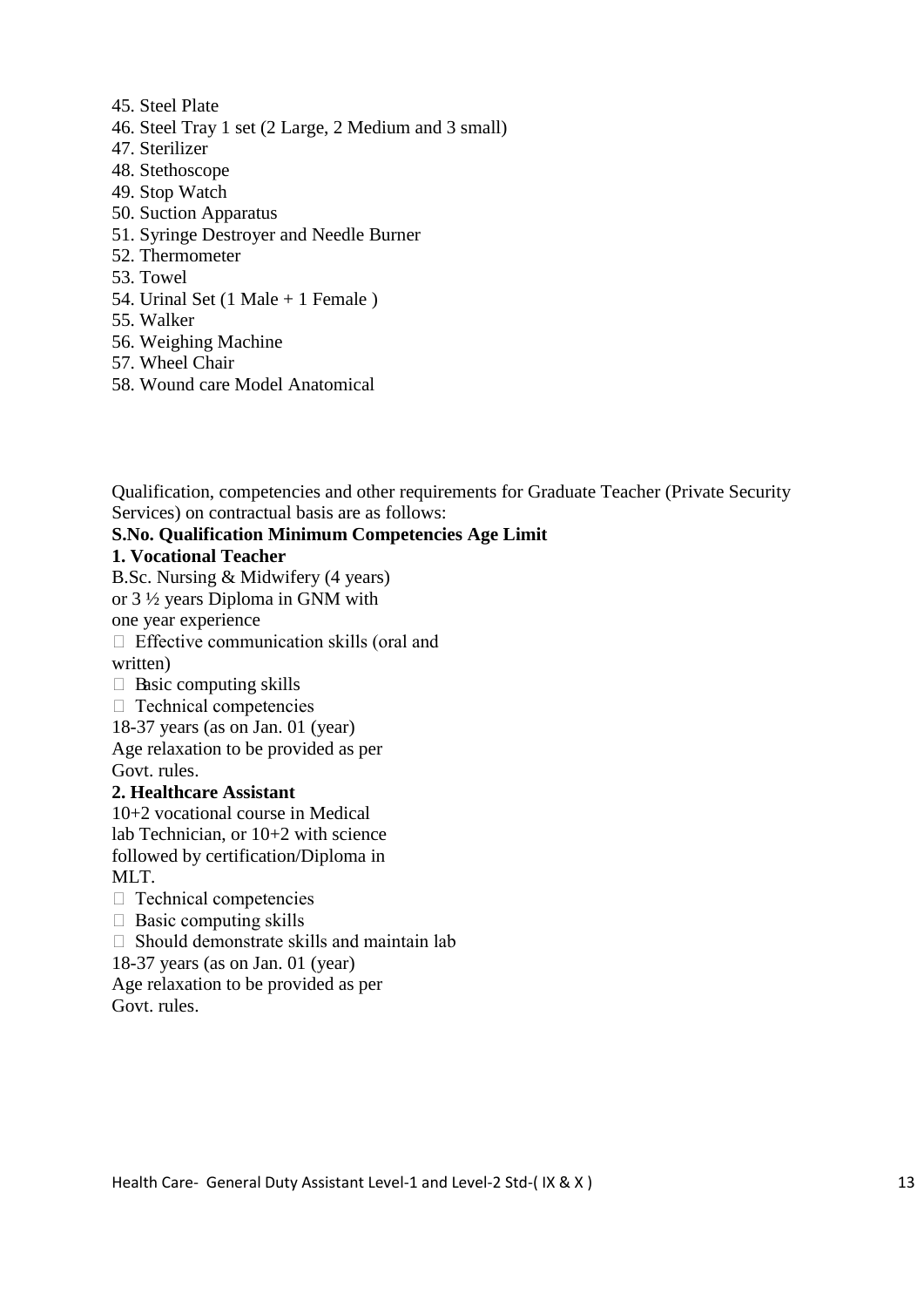45. Steel Plate
46. Steel Tray 1 set (2 Large, 2 Medium and 3 small)
47. Sterilizer
48. Stethoscope
49. Stop Watch
50. Suction Apparatus
51. Syringe Destroyer and Needle Burner
52. Thermometer
53. Towel
54. Urinal Set (1 Male + 1 Female )
55. Walker
56. Weighing Machine
57. Wheel Chair
58. Wound care Model Anatomical

Qualification, competencies and other requirements for Graduate Teacher (Private Security Services) on contractual basis are as follows:

**S.No. Qualification Minimum Competencies Age Limit**

**1. Vocational Teacher**

B.Sc. Nursing & Midwifery (4 years) or 3 ½ years Diploma in GNM with one year experience

- Effective communication skills (oral and written)
- Basic computing skills
- Technical competencies

18-37 years (as on Jan. 01 (year)
Age relaxation to be provided as per Govt. rules.

**2. Healthcare Assistant**

10+2 vocational course in Medical lab Technician, or 10+2 with science followed by certification/Diploma in MLT.

- Technical competencies
- Basic computing skills
- Should demonstrate skills and maintain lab

18-37 years (as on Jan. 01 (year)
Age relaxation to be provided as per Govt. rules.